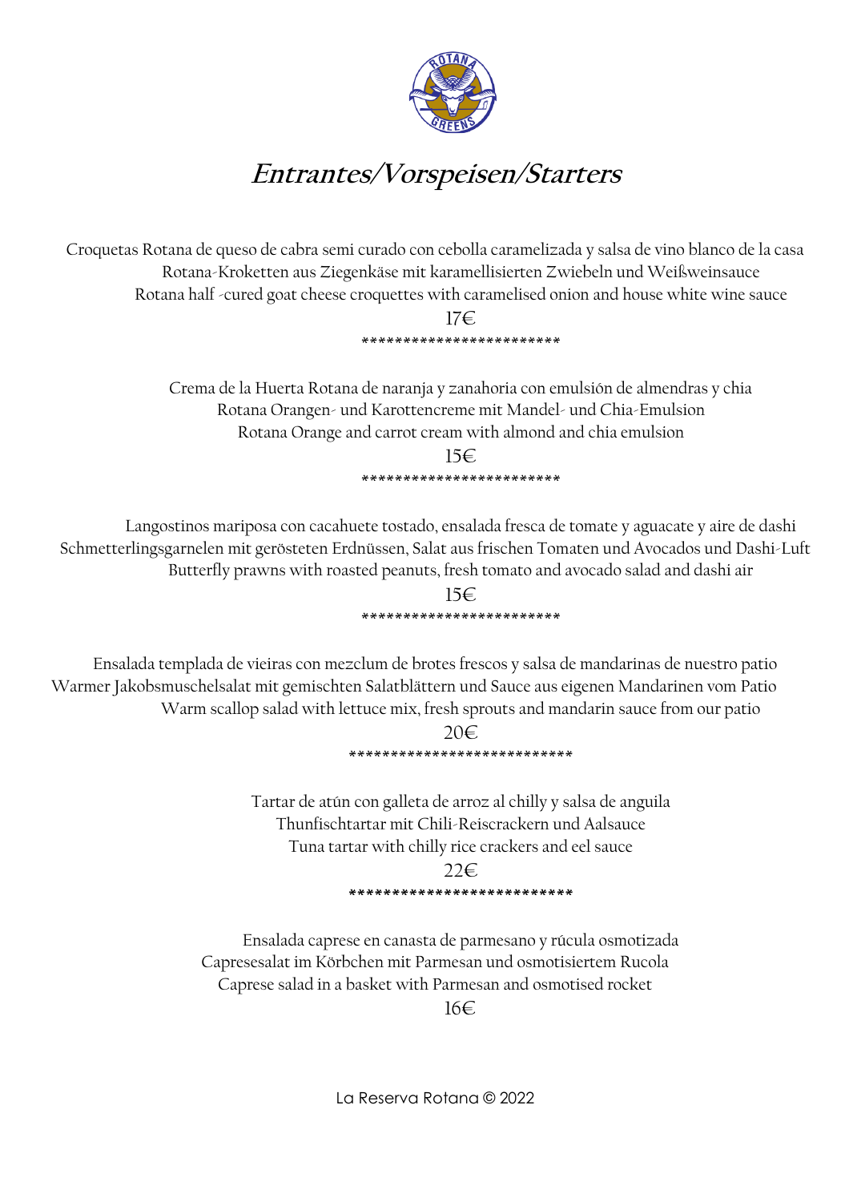# *Entrantes/Vorspeisen/Starters*

Croquetas Rotana de queso de cabra semi curado con cebolla caramelizada y salsa de vino blanco de la casa
Rotana-Kroketten aus Ziegenkäse mit karamellisierten Zwiebeln und Weißweinsauce
Rotana half -cured goat cheese croquettes with caramelised onion and house white wine sauce
17€

************************

Crema de la Huerta Rotana de naranja y zanahoria con emulsión de almendras y chia
Rotana Orangen- und Karottencreme mit Mandel- und Chia-Emulsion
Rotana Orange and carrot cream with almond and chia emulsion
15€

************************

Langostinos mariposa con cacahuete tostado, ensalada fresca de tomate y aguacate y aire de dashi
Schmetterlingsgarnelen mit gerösteten Erdnüssen, Salat aus frischen Tomaten und Avocados und Dashi-Luft
Butterfly prawns with roasted peanuts, fresh tomato and avocado salad and dashi air
15€

************************

Ensalada templada de vieiras con mezclum de brotes frescos y salsa de mandarinas de nuestro patio
Warmer Jakobsmuschelsalat mit gemischten Salatblättern und Sauce aus eigenen Mandarinen vom Patio
Warm scallop salad with lettuce mix, fresh sprouts and mandarin sauce from our patio
20€

***************************

Tartar de atún con galleta de arroz al chilly y salsa de anguila
Thunfischtartar mit Chili-Reiscrackern und Aalsauce
Tuna tartar with chilly rice crackers and eel sauce
22€

***************************

Ensalada caprese en canasta de parmesano y rúcula osmotizada
Capresesalat im Körbchen mit Parmesan und osmotisiertem Rucola
Caprese salad in a basket with Parmesan and osmotised rocket
16€

La Reserva Rotana © 2022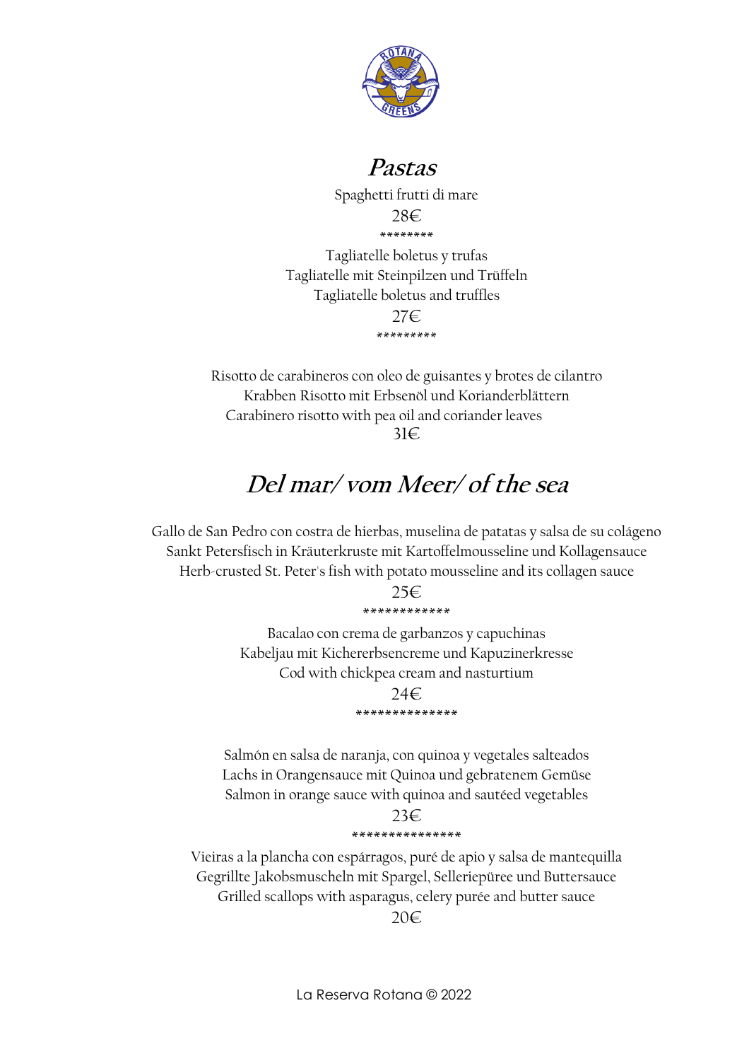## *Pastas*

Spaghetti frutti di mare

28€

********

Tagliatelle boletus y trufas

Tagliatelle mit Steinpilzen und Trüffeln

Tagliatelle boletus and truffles

27€

*********

Risotto de carabineros con oleo de guisantes y brotes de cilantro

Krabben Risotto mit Erbsenöl und Korianderblättern

Carabinero risotto with pea oil and coriander leaves

31€

## *Del mar/ vom Meer/ of the sea*

Gallo de San Pedro con costra de hierbas, muselina de patatas y salsa de su colágeno

Sankt Petersfisch in Kräuterkruste mit Kartoffelmousseline und Kollagensauce

Herb-crusted St. Peter's fish with potato mousseline and its collagen sauce

25€

************

Bacalao con crema de garbanzos y capuchinas

Kabeljau mit Kichererbsencreme und Kapuzinerkresse

Cod with chickpea cream and nasturtium

24€

**************

Salmón en salsa de naranja, con quinoa y vegetales salteados

Lachs in Orangensauce mit Quinoa und gebratenem Gemüse

Salmon in orange sauce with quinoa and sautéed vegetables

23€

***************

Vieiras a la plancha con espárragos, puré de apio y salsa de mantequilla

Gegrillte Jakobsmuscheln mit Spargel, Selleriepüree und Buttersauce

Grilled scallops with asparagus, celery purée and butter sauce

20€

La Reserva Rotana © 2022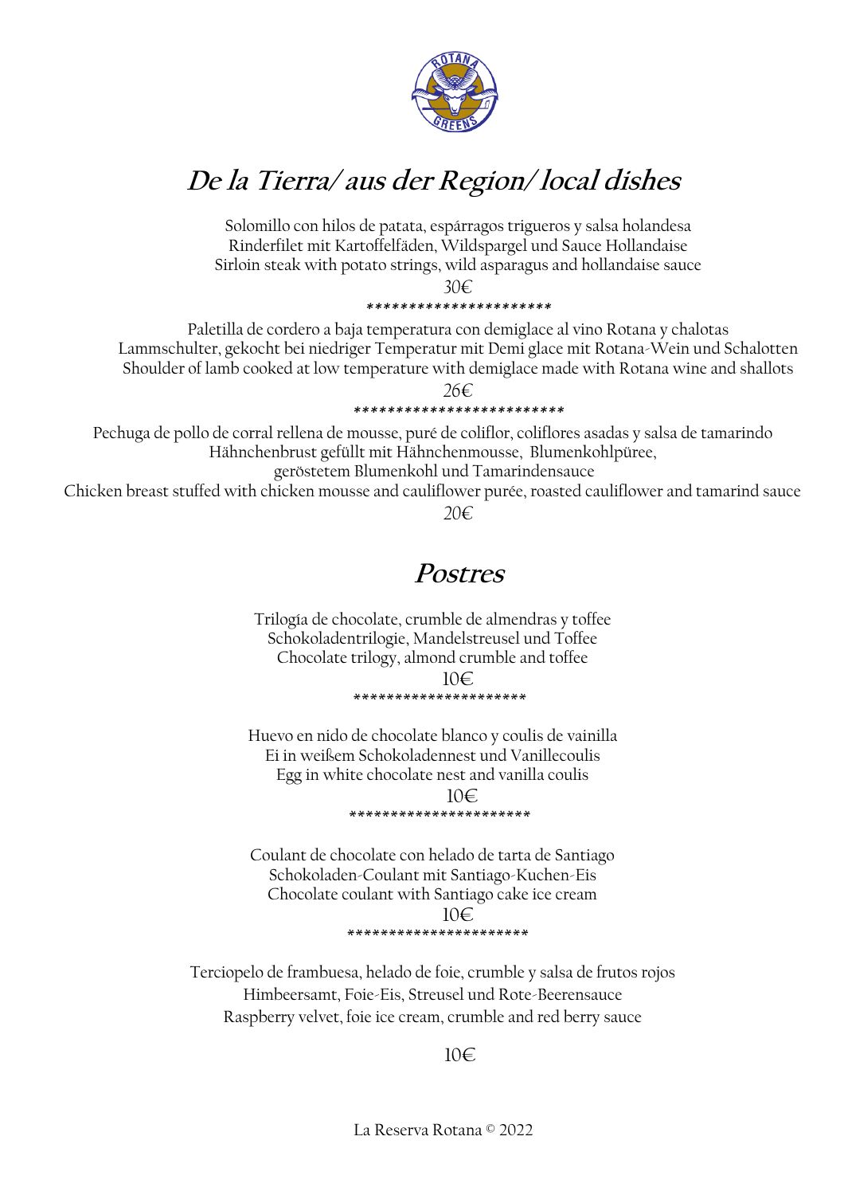## *De la Tierra/ aus der Region/ local dishes*

Solomillo con hilos de patata, espárragos trigueros y salsa holandesa
Rinderfilet mit Kartoffelfäden, Wildspargel und Sauce Hollandaise
Sirloin steak with potato strings, wild asparagus and hollandaise sauce

30€

**********************

Paletilla de cordero a baja temperatura con demiglace al vino Rotana y chalotas
Lammschulter, gekocht bei niedriger Temperatur mit Demi glace mit Rotana-Wein und Schalotten
Shoulder of lamb cooked at low temperature with demiglace made with Rotana wine and shallots

26€

*************************

Pechuga de pollo de corral rellena de mousse, puré de coliflor, coliflores asadas y salsa de tamarindo
Hähnchenbrust gefüllt mit Hähnchenmousse, Blumenkohlpüree,
geröstetem Blumenkohl und Tamarindensauce
Chicken breast stuffed with chicken mousse and cauliflower purée, roasted cauliflower and tamarind sauce

20€

## *Postres*

Trilogía de chocolate, crumble de almendras y toffee
Schokoladentrilogie, Mandelstreusel und Toffee
Chocolate trilogy, almond crumble and toffee

10€

*********************

Huevo en nido de chocolate blanco y coulis de vainilla
Ei in weißem Schokoladennest und Vanillecoulis
Egg in white chocolate nest and vanilla coulis

10€

**********************

Coulant de chocolate con helado de tarta de Santiago
Schokoladen-Coulant mit Santiago-Kuchen-Eis
Chocolate coulant with Santiago cake ice cream

10€

**********************

Terciopelo de frambuesa, helado de foie, crumble y salsa de frutos rojos
Himbeersamt, Foie-Eis, Streusel und Rote-Beerensauce
Raspberry velvet, foie ice cream, crumble and red berry sauce

10€

La Reserva Rotana © 2022